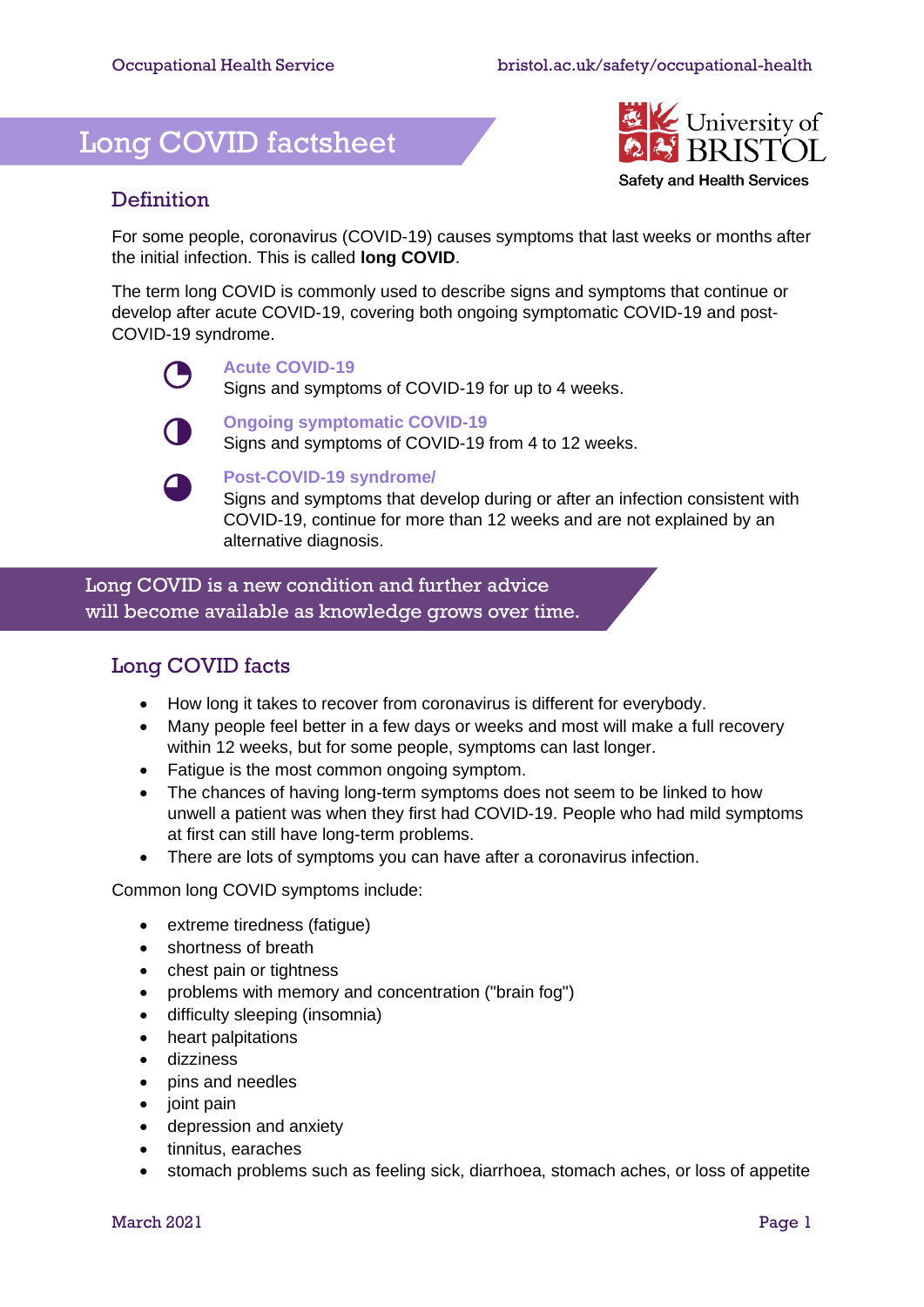# Long COVID factsheet

## Definition

For some people, coronavirus (COVID-19) causes symptoms that last weeks or months after the initial infection. This is called **long COVID**.

The term long COVID is commonly used to describe signs and symptoms that continue or develop after acute COVID-19, covering both ongoing symptomatic COVID-19 and post-COVID-19 syndrome.

**Acute COVID-19**
Signs and symptoms of COVID-19 for up to 4 weeks.

**Ongoing symptomatic COVID-19**
Signs and symptoms of COVID-19 from 4 to 12 weeks.

**Post-COVID-19 syndrome/**
Signs and symptoms that develop during or after an infection consistent with COVID-19, continue for more than 12 weeks and are not explained by an alternative diagnosis.

Long COVID is a new condition and further advice will become available as knowledge grows over time.

## Long COVID facts

- How long it takes to recover from coronavirus is different for everybody.
- Many people feel better in a few days or weeks and most will make a full recovery within 12 weeks, but for some people, symptoms can last longer.
- Fatigue is the most common ongoing symptom.
- The chances of having long-term symptoms does not seem to be linked to how unwell a patient was when they first had COVID-19. People who had mild symptoms at first can still have long-term problems.
- There are lots of symptoms you can have after a coronavirus infection.

Common long COVID symptoms include:

- extreme tiredness (fatigue)
- shortness of breath
- chest pain or tightness
- problems with memory and concentration ("brain fog")
- difficulty sleeping (insomnia)
- heart palpitations
- dizziness
- pins and needles
- joint pain
- depression and anxiety
- tinnitus, earaches
- stomach problems such as feeling sick, diarrhoea, stomach aches, or loss of appetite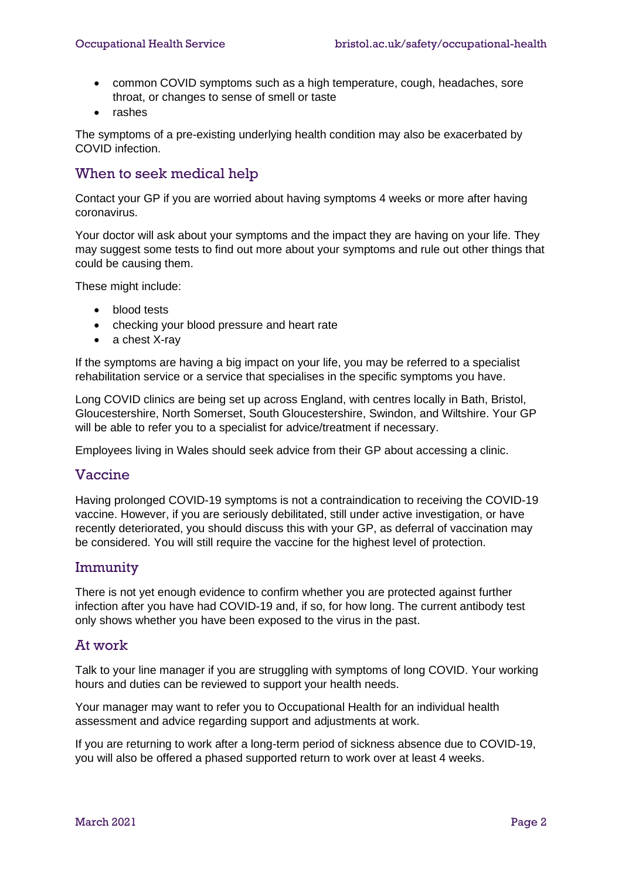- common COVID symptoms such as a high temperature, cough, headaches, sore throat, or changes to sense of smell or taste
- rashes

The symptoms of a pre-existing underlying health condition may also be exacerbated by COVID infection.

## When to seek medical help

Contact your GP if you are worried about having symptoms 4 weeks or more after having coronavirus.

Your doctor will ask about your symptoms and the impact they are having on your life. They may suggest some tests to find out more about your symptoms and rule out other things that could be causing them.

These might include:

- blood tests
- checking your blood pressure and heart rate
- a chest X-ray

If the symptoms are having a big impact on your life, you may be referred to a specialist rehabilitation service or a service that specialises in the specific symptoms you have.

Long COVID clinics are being set up across England, with centres locally in Bath, Bristol, Gloucestershire, North Somerset, South Gloucestershire, Swindon, and Wiltshire. Your GP will be able to refer you to a specialist for advice/treatment if necessary.

Employees living in Wales should seek advice from their GP about accessing a clinic.

## Vaccine

Having prolonged COVID-19 symptoms is not a contraindication to receiving the COVID-19 vaccine. However, if you are seriously debilitated, still under active investigation, or have recently deteriorated, you should discuss this with your GP, as deferral of vaccination may be considered. You will still require the vaccine for the highest level of protection.

## Immunity

There is not yet enough evidence to confirm whether you are protected against further infection after you have had COVID-19 and, if so, for how long. The current antibody test only shows whether you have been exposed to the virus in the past.

## At work

Talk to your line manager if you are struggling with symptoms of long COVID. Your working hours and duties can be reviewed to support your health needs.

Your manager may want to refer you to Occupational Health for an individual health assessment and advice regarding support and adjustments at work.

If you are returning to work after a long-term period of sickness absence due to COVID-19, you will also be offered a phased supported return to work over at least 4 weeks.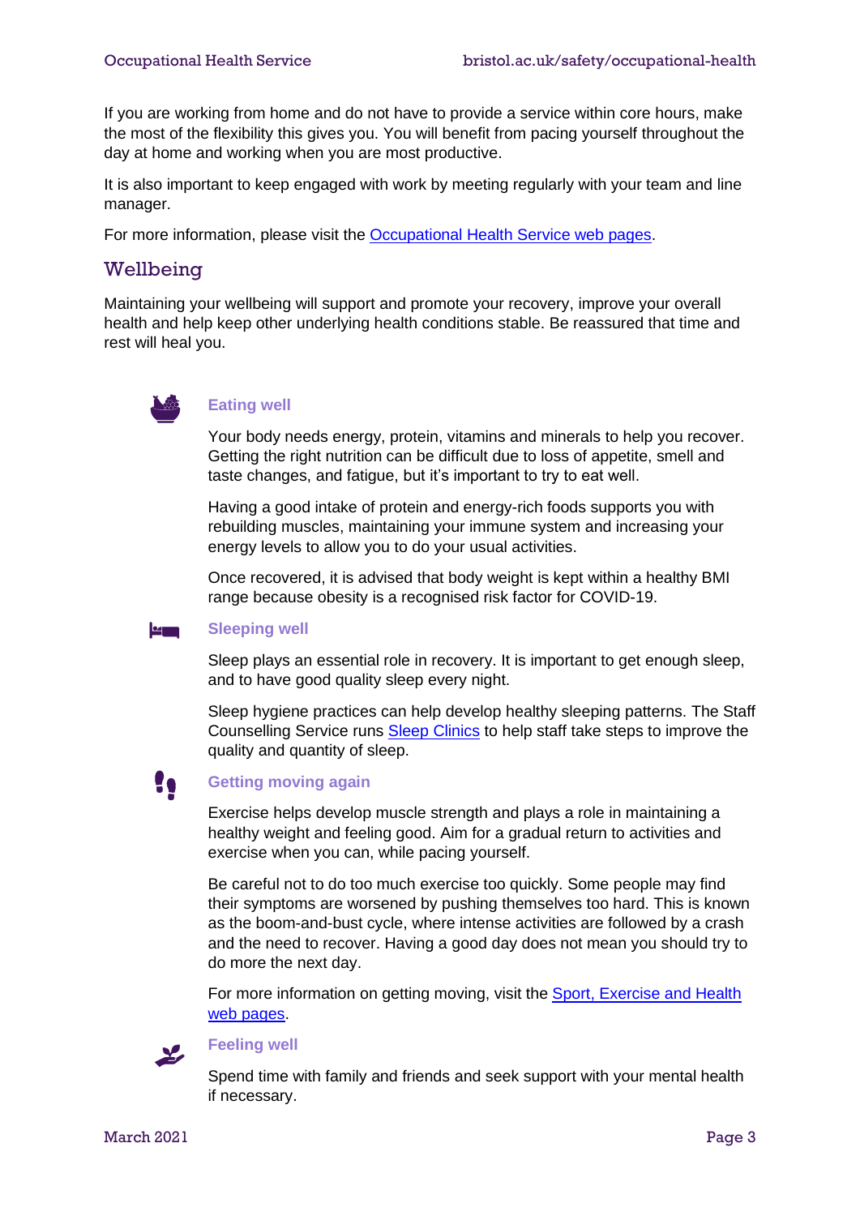If you are working from home and do not have to provide a service within core hours, make the most of the flexibility this gives you. You will benefit from pacing yourself throughout the day at home and working when you are most productive.

It is also important to keep engaged with work by meeting regularly with your team and line manager.

For more information, please visit the Occupational Health Service web pages.

## Wellbeing

Maintaining your wellbeing will support and promote your recovery, improve your overall health and help keep other underlying health conditions stable. Be reassured that time and rest will heal you.

### Eating well

Your body needs energy, protein, vitamins and minerals to help you recover. Getting the right nutrition can be difficult due to loss of appetite, smell and taste changes, and fatigue, but it's important to try to eat well.

Having a good intake of protein and energy-rich foods supports you with rebuilding muscles, maintaining your immune system and increasing your energy levels to allow you to do your usual activities.

Once recovered, it is advised that body weight is kept within a healthy BMI range because obesity is a recognised risk factor for COVID-19.

### Sleeping well

Sleep plays an essential role in recovery. It is important to get enough sleep, and to have good quality sleep every night.

Sleep hygiene practices can help develop healthy sleeping patterns. The Staff Counselling Service runs Sleep Clinics to help staff take steps to improve the quality and quantity of sleep.

### Getting moving again

Exercise helps develop muscle strength and plays a role in maintaining a healthy weight and feeling good. Aim for a gradual return to activities and exercise when you can, while pacing yourself.

Be careful not to do too much exercise too quickly. Some people may find their symptoms are worsened by pushing themselves too hard. This is known as the boom-and-bust cycle, where intense activities are followed by a crash and the need to recover. Having a good day does not mean you should try to do more the next day.

For more information on getting moving, visit the Sport, Exercise and Health web pages.

### Feeling well

Spend time with family and friends and seek support with your mental health if necessary.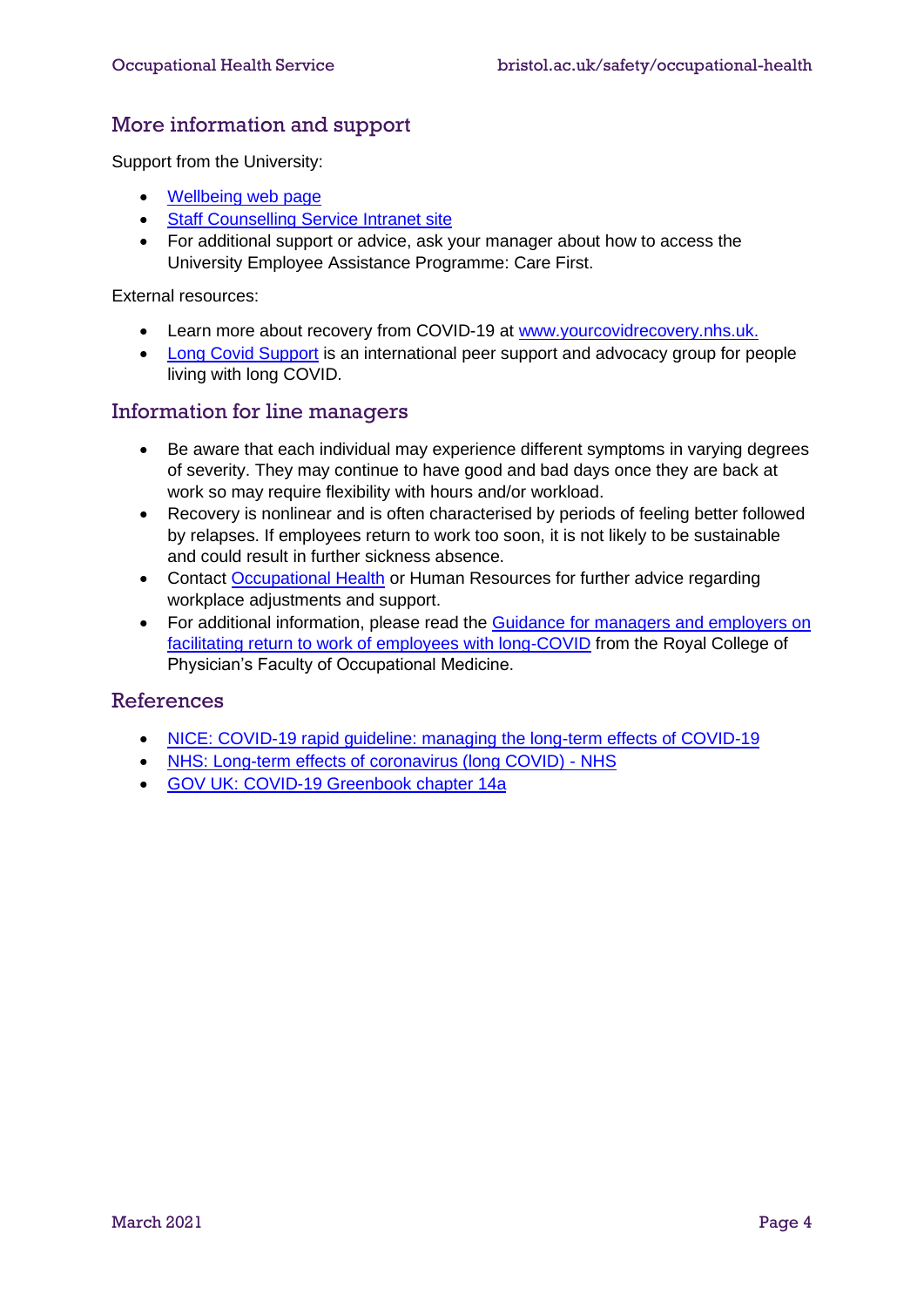## More information and support

Support from the University:

- Wellbeing web page
- Staff Counselling Service Intranet site
- For additional support or advice, ask your manager about how to access the University Employee Assistance Programme: Care First.

External resources:

- Learn more about recovery from COVID-19 at www.yourcovidrecovery.nhs.uk.
- Long Covid Support is an international peer support and advocacy group for people living with long COVID.

## Information for line managers

- Be aware that each individual may experience different symptoms in varying degrees of severity. They may continue to have good and bad days once they are back at work so may require flexibility with hours and/or workload.
- Recovery is nonlinear and is often characterised by periods of feeling better followed by relapses. If employees return to work too soon, it is not likely to be sustainable and could result in further sickness absence.
- Contact Occupational Health or Human Resources for further advice regarding workplace adjustments and support.
- For additional information, please read the Guidance for managers and employers on facilitating return to work of employees with long-COVID from the Royal College of Physician's Faculty of Occupational Medicine.

## References

- NICE: COVID-19 rapid guideline: managing the long-term effects of COVID-19
- NHS: Long-term effects of coronavirus (long COVID) - NHS
- GOV UK: COVID-19 Greenbook chapter 14a